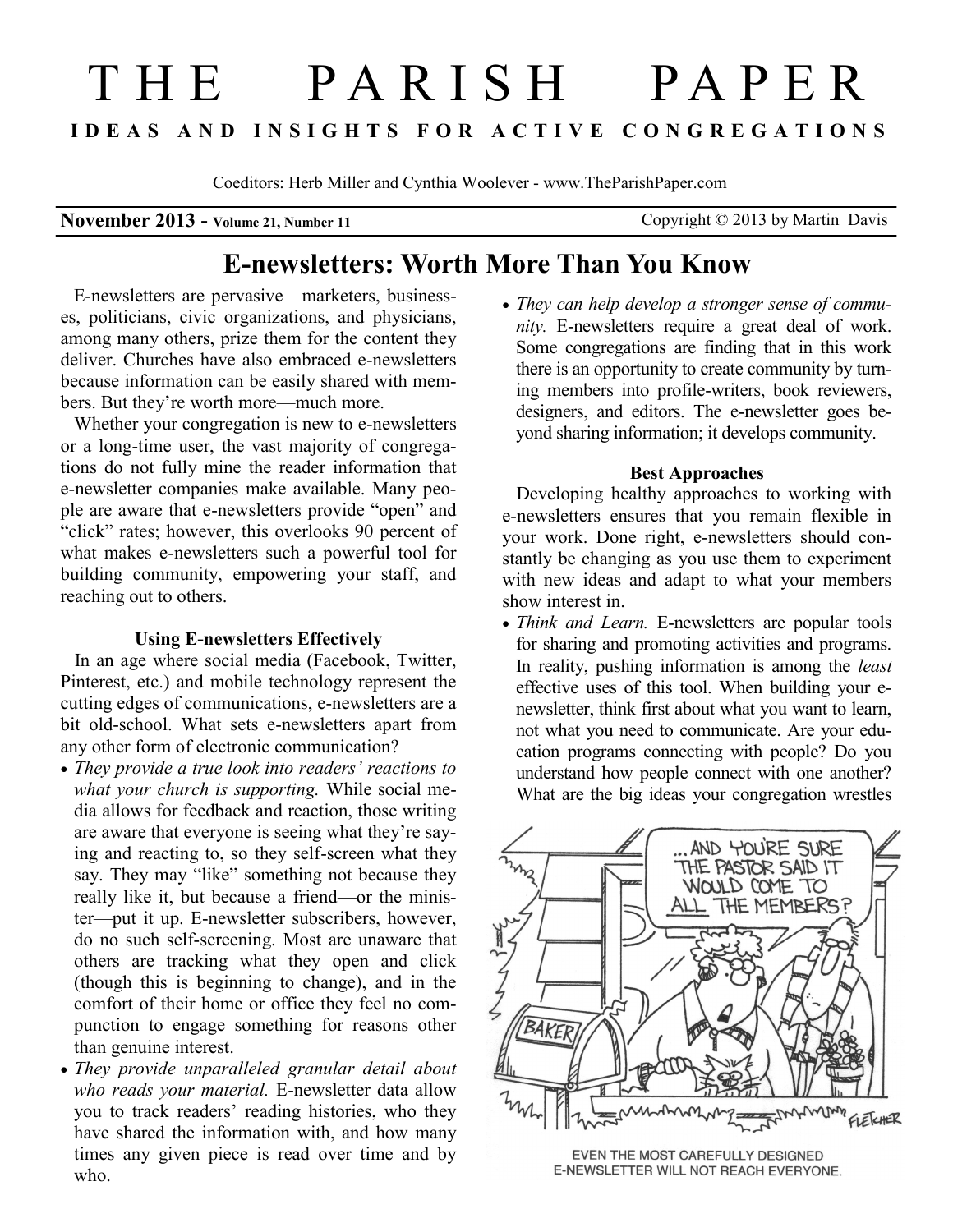# THE PARISH PAPER

**IDEAS AND INSIGHTS FOR ACTIVE CONGREGATIONS**

Coeditors: Herb Miller and Cynthia Woolever - www.TheParishPaper.com

**November 2013 - Volume 21, Number 11** Copyright © 2013 by Martin Davis

## E-newsletters: Worth More Than You Know

E-newsletters are pervasive—marketers, businesses, politicians, civic organizations, and physicians, among many others, prize them for the content they deliver. Churches have also embraced e-newsletters because information can be easily shared with members. But they're worth more—much more.

Whether your congregation is new to e-newsletters or a long-time user, the vast majority of congregations do not fully mine the reader information that e-newsletter companies make available. Many people are aware that e-newsletters provide "open" and "click" rates; however, this overlooks 90 percent of what makes e-newsletters such a powerful tool for building community, empowering your staff, and reaching out to others.

### Using E-newsletters Effectively

In an age where social media (Facebook, Twitter, Pinterest, etc.) and mobile technology represent the cutting edges of communications, e-newsletters are a bit old-school. What sets e-newsletters apart from any other form of electronic communication?

- *They provide a true look into readers' reactions to what your church is supporting.* While social media allows for feedback and reaction, those writing are aware that everyone is seeing what they're saying and reacting to, so they self-screen what they say. They may "like" something not because they really like it, but because a friend—or the minister—put it up. E-newsletter subscribers, however, do no such self-screening. Most are unaware that others are tracking what they open and click (though this is beginning to change), and in the comfort of their home or office they feel no compunction to engage something for reasons other than genuine interest.
- *They provide unparalleled granular detail about who reads your material.* E-newsletter data allow you to track readers' reading histories, who they have shared the information with, and how many times any given piece is read over time and by who.
- *They can help develop a stronger sense of community.* E-newsletters require a great deal of work. Some congregations are finding that in this work there is an opportunity to create community by turning members into profile-writers, book reviewers, designers, and editors. The e-newsletter goes beyond sharing information; it develops community.

### Best Approaches

Developing healthy approaches to working with e-newsletters ensures that you remain flexible in your work. Done right, e-newsletters should constantly be changing as you use them to experiment with new ideas and adapt to what your members show interest in.

- *Think and Learn.* E-newsletters are popular tools for sharing and promoting activities and programs. In reality, pushing information is among the *least* effective uses of this tool. When building your e-newsletter, think first about what you want to learn, not what you need to communicate. Are your education programs connecting with people? Do you understand how people connect with one another? What are the big ideas your congregation wrestles

EVEN THE MOST CAREFULLY DESIGNED E-NEWSLETTER WILL NOT REACH EVERYONE.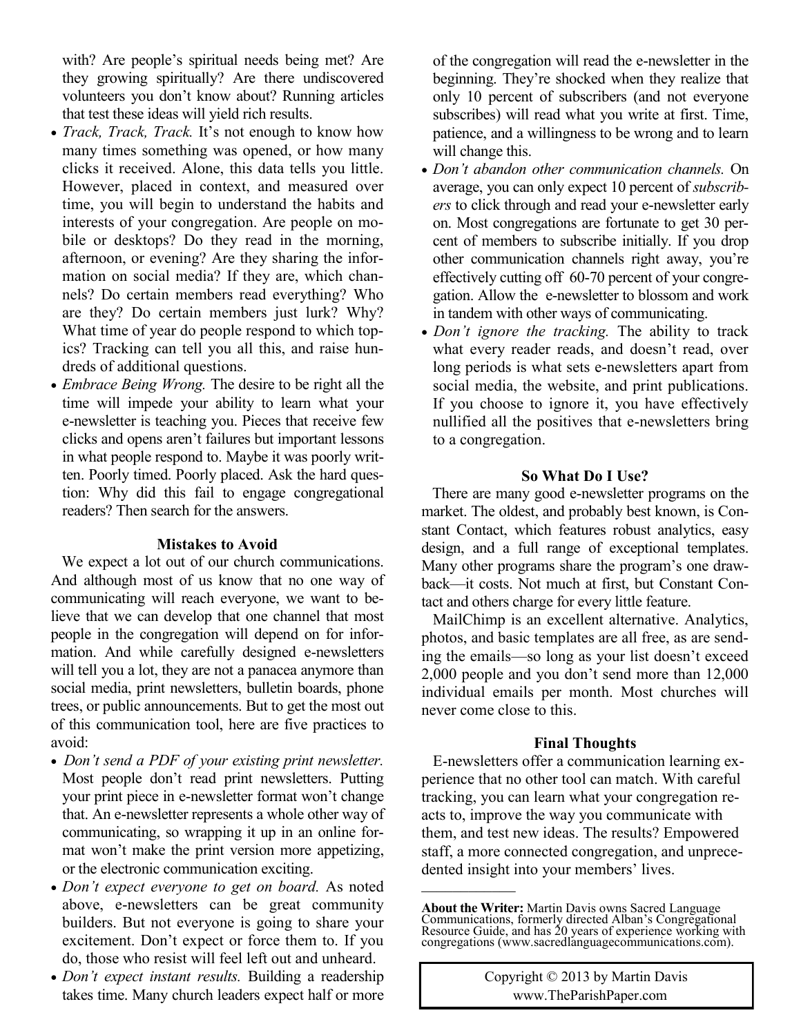with? Are people's spiritual needs being met? Are they growing spiritually? Are there undiscovered volunteers you don't know about? Running articles that test these ideas will yield rich results.

- *Track, Track, Track.* It's not enough to know how many times something was opened, or how many clicks it received. Alone, this data tells you little. However, placed in context, and measured over time, you will begin to understand the habits and interests of your congregation. Are people on mobile or desktops? Do they read in the morning, afternoon, or evening? Are they sharing the information on social media? If they are, which channels? Do certain members read everything? Who are they? Do certain members just lurk? Why? What time of year do people respond to which topics? Tracking can tell you all this, and raise hundreds of additional questions.
- *Embrace Being Wrong.* The desire to be right all the time will impede your ability to learn what your e-newsletter is teaching you. Pieces that receive few clicks and opens aren't failures but important lessons in what people respond to. Maybe it was poorly written. Poorly timed. Poorly placed. Ask the hard question: Why did this fail to engage congregational readers? Then search for the answers.

**Mistakes to Avoid**

We expect a lot out of our church communications. And although most of us know that no one way of communicating will reach everyone, we want to believe that we can develop that one channel that most people in the congregation will depend on for information. And while carefully designed e-newsletters will tell you a lot, they are not a panacea anymore than social media, print newsletters, bulletin boards, phone trees, or public announcements. But to get the most out of this communication tool, here are five practices to avoid:

- *Don't send a PDF of your existing print newsletter.* Most people don't read print newsletters. Putting your print piece in e-newsletter format won't change that. An e-newsletter represents a whole other way of communicating, so wrapping it up in an online format won't make the print version more appetizing, or the electronic communication exciting.
- *Don't expect everyone to get on board.* As noted above, e-newsletters can be great community builders. But not everyone is going to share your excitement. Don't expect or force them to. If you do, those who resist will feel left out and unheard.
- *Don't expect instant results.* Building a readership takes time. Many church leaders expect half or more of the congregation will read the e-newsletter in the beginning. They're shocked when they realize that only 10 percent of subscribers (and not everyone subscribes) will read what you write at first. Time, patience, and a willingness to be wrong and to learn will change this.
- *Don't abandon other communication channels.* On average, you can only expect 10 percent of *subscribers* to click through and read your e-newsletter early on. Most congregations are fortunate to get 30 percent of members to subscribe initially. If you drop other communication channels right away, you're effectively cutting off 60-70 percent of your congregation. Allow the e-newsletter to blossom and work in tandem with other ways of communicating.
- *Don't ignore the tracking.* The ability to track what every reader reads, and doesn't read, over long periods is what sets e-newsletters apart from social media, the website, and print publications. If you choose to ignore it, you have effectively nullified all the positives that e-newsletters bring to a congregation.

**So What Do I Use?**

There are many good e-newsletter programs on the market. The oldest, and probably best known, is Constant Contact, which features robust analytics, easy design, and a full range of exceptional templates. Many other programs share the program's one drawback—it costs. Not much at first, but Constant Contact and others charge for every little feature.

MailChimp is an excellent alternative. Analytics, photos, and basic templates are all free, as are sending the emails—so long as your list doesn't exceed 2,000 people and you don't send more than 12,000 individual emails per month. Most churches will never come close to this.

**Final Thoughts**

E-newsletters offer a communication learning experience that no other tool can match. With careful tracking, you can learn what your congregation reacts to, improve the way you communicate with them, and test new ideas. The results? Empowered staff, a more connected congregation, and unprecedented insight into your members' lives.

---

**About the Writer:** Martin Davis owns Sacred Language Communications, formerly directed Alban's Congregational Resource Guide, and has 20 years of experience working with congregations (www.sacredlanguagecommunications.com).

Copyright © 2013 by Martin Davis
www.TheParishPaper.com